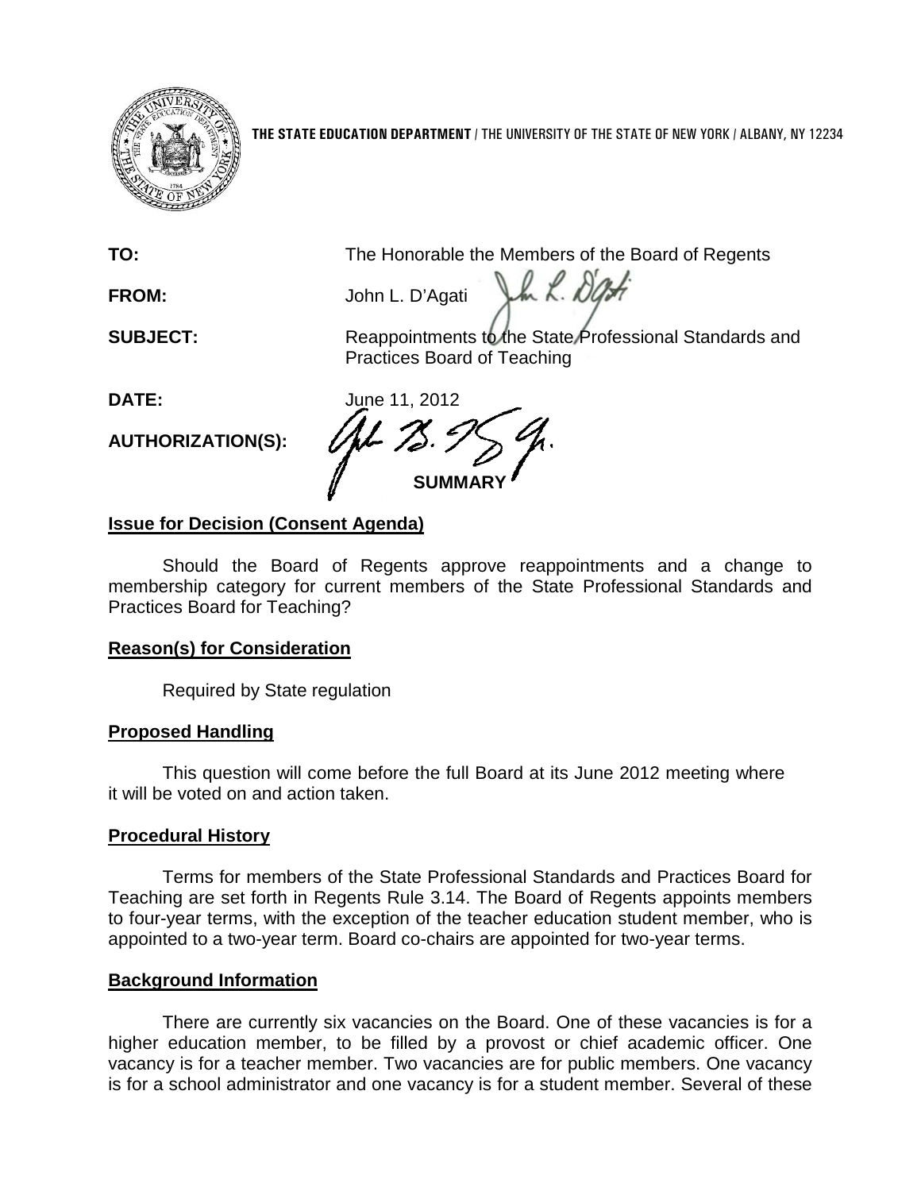**THE STATE EDUCATION DEPARTMENT** / THE UNIVERSITY OF THE STATE OF NEW YORK / ALBANY, NY 12234

**TO:** The Honorable the Members of the Board of Regents

**FROM:** John L. D'Agati

**SUBJECT:** Reappointments to the State Professional Standards and Practices Board of Teaching

**DATE:** June 11, 2012

**AUTHORIZATION(S):**

**SUMMARY**

## Issue for Decision (Consent Agenda)

Should the Board of Regents approve reappointments and a change to membership category for current members of the State Professional Standards and Practices Board for Teaching?

## Reason(s) for Consideration

Required by State regulation

## Proposed Handling

This question will come before the full Board at its June 2012 meeting where it will be voted on and action taken.

## Procedural History

Terms for members of the State Professional Standards and Practices Board for Teaching are set forth in Regents Rule 3.14. The Board of Regents appoints members to four-year terms, with the exception of the teacher education student member, who is appointed to a two-year term. Board co-chairs are appointed for two-year terms.

## Background Information

There are currently six vacancies on the Board. One of these vacancies is for a higher education member, to be filled by a provost or chief academic officer. One vacancy is for a teacher member. Two vacancies are for public members. One vacancy is for a school administrator and one vacancy is for a student member. Several of these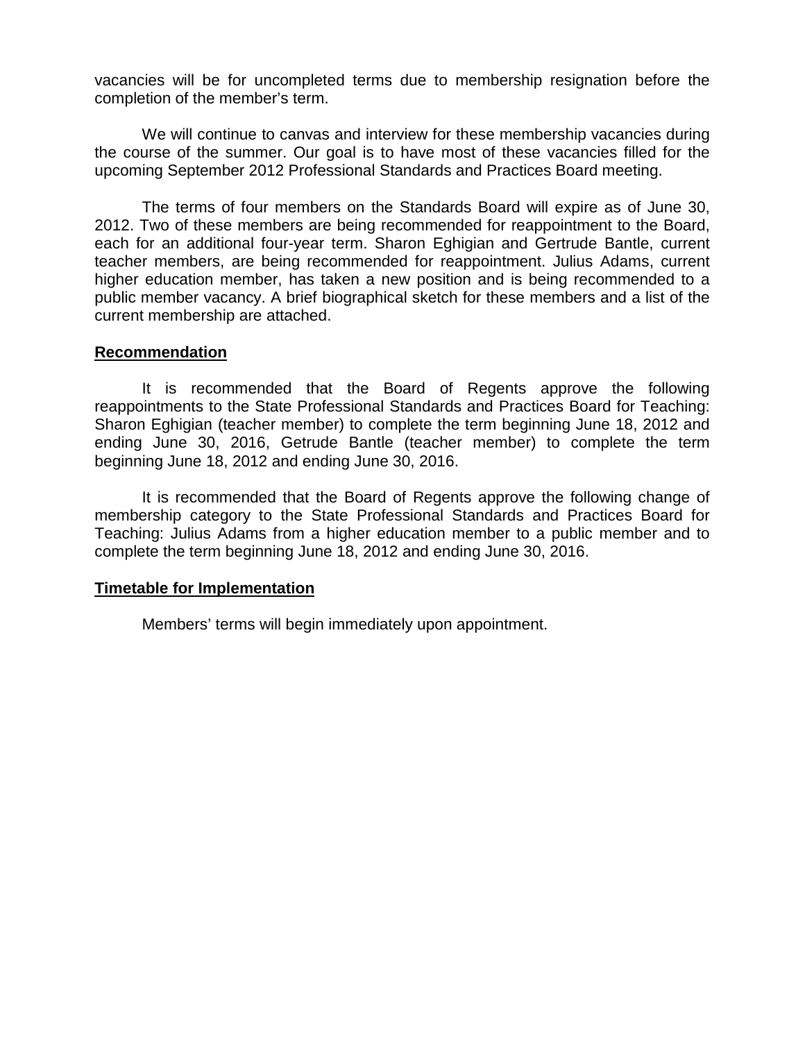vacancies will be for uncompleted terms due to membership resignation before the completion of the member's term.

We will continue to canvas and interview for these membership vacancies during the course of the summer. Our goal is to have most of these vacancies filled for the upcoming September 2012 Professional Standards and Practices Board meeting.

The terms of four members on the Standards Board will expire as of June 30, 2012. Two of these members are being recommended for reappointment to the Board, each for an additional four-year term. Sharon Eghigian and Gertrude Bantle, current teacher members, are being recommended for reappointment. Julius Adams, current higher education member, has taken a new position and is being recommended to a public member vacancy. A brief biographical sketch for these members and a list of the current membership are attached.

## Recommendation

It is recommended that the Board of Regents approve the following reappointments to the State Professional Standards and Practices Board for Teaching: Sharon Eghigian (teacher member) to complete the term beginning June 18, 2012 and ending June 30, 2016, Getrude Bantle (teacher member) to complete the term beginning June 18, 2012 and ending June 30, 2016.

It is recommended that the Board of Regents approve the following change of membership category to the State Professional Standards and Practices Board for Teaching: Julius Adams from a higher education member to a public member and to complete the term beginning June 18, 2012 and ending June 30, 2016.

## Timetable for Implementation

Members' terms will begin immediately upon appointment.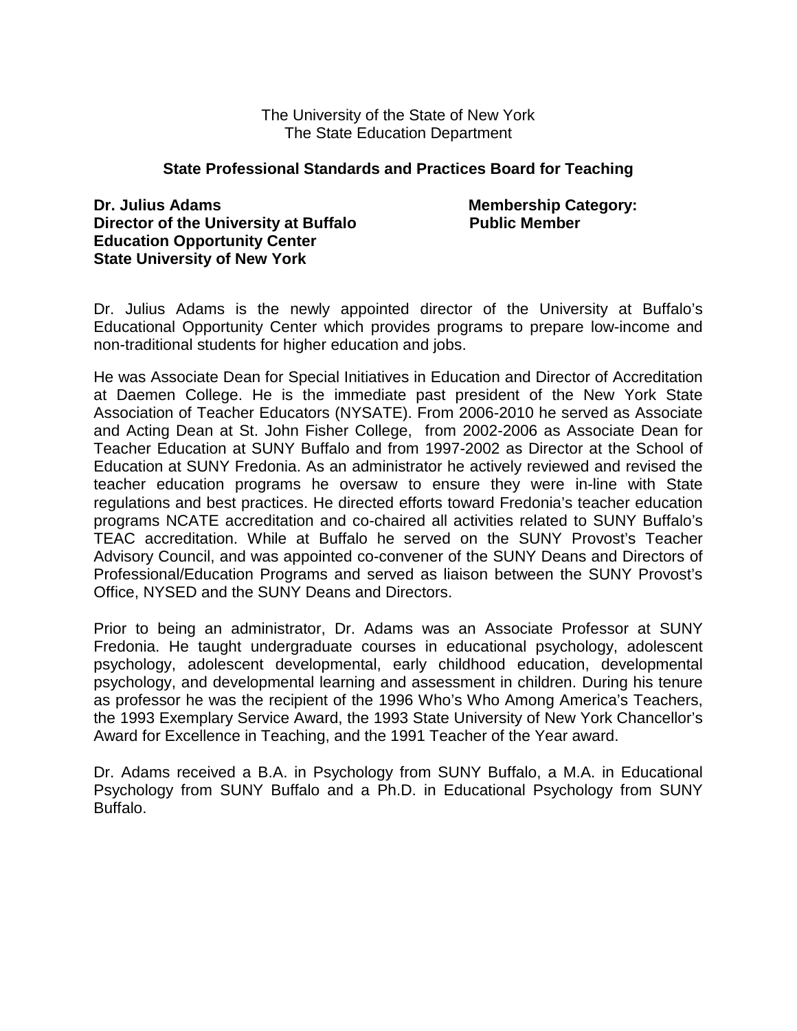The University of the State of New York
The State Education Department

**State Professional Standards and Practices Board for Teaching**

**Dr. Julius Adams**
**Director of the University at Buffalo Education Opportunity Center**
**State University of New York**

**Membership Category:**
**Public Member**

Dr. Julius Adams is the newly appointed director of the University at Buffalo's Educational Opportunity Center which provides programs to prepare low-income and non-traditional students for higher education and jobs.

He was Associate Dean for Special Initiatives in Education and Director of Accreditation at Daemen College. He is the immediate past president of the New York State Association of Teacher Educators (NYSATE). From 2006-2010 he served as Associate and Acting Dean at St. John Fisher College, from 2002-2006 as Associate Dean for Teacher Education at SUNY Buffalo and from 1997-2002 as Director at the School of Education at SUNY Fredonia. As an administrator he actively reviewed and revised the teacher education programs he oversaw to ensure they were in-line with State regulations and best practices. He directed efforts toward Fredonia's teacher education programs NCATE accreditation and co-chaired all activities related to SUNY Buffalo's TEAC accreditation. While at Buffalo he served on the SUNY Provost's Teacher Advisory Council, and was appointed co-convener of the SUNY Deans and Directors of Professional/Education Programs and served as liaison between the SUNY Provost's Office, NYSED and the SUNY Deans and Directors.

Prior to being an administrator, Dr. Adams was an Associate Professor at SUNY Fredonia. He taught undergraduate courses in educational psychology, adolescent psychology, adolescent developmental, early childhood education, developmental psychology, and developmental learning and assessment in children. During his tenure as professor he was the recipient of the 1996 Who's Who Among America's Teachers, the 1993 Exemplary Service Award, the 1993 State University of New York Chancellor's Award for Excellence in Teaching, and the 1991 Teacher of the Year award.

Dr. Adams received a B.A. in Psychology from SUNY Buffalo, a M.A. in Educational Psychology from SUNY Buffalo and a Ph.D. in Educational Psychology from SUNY Buffalo.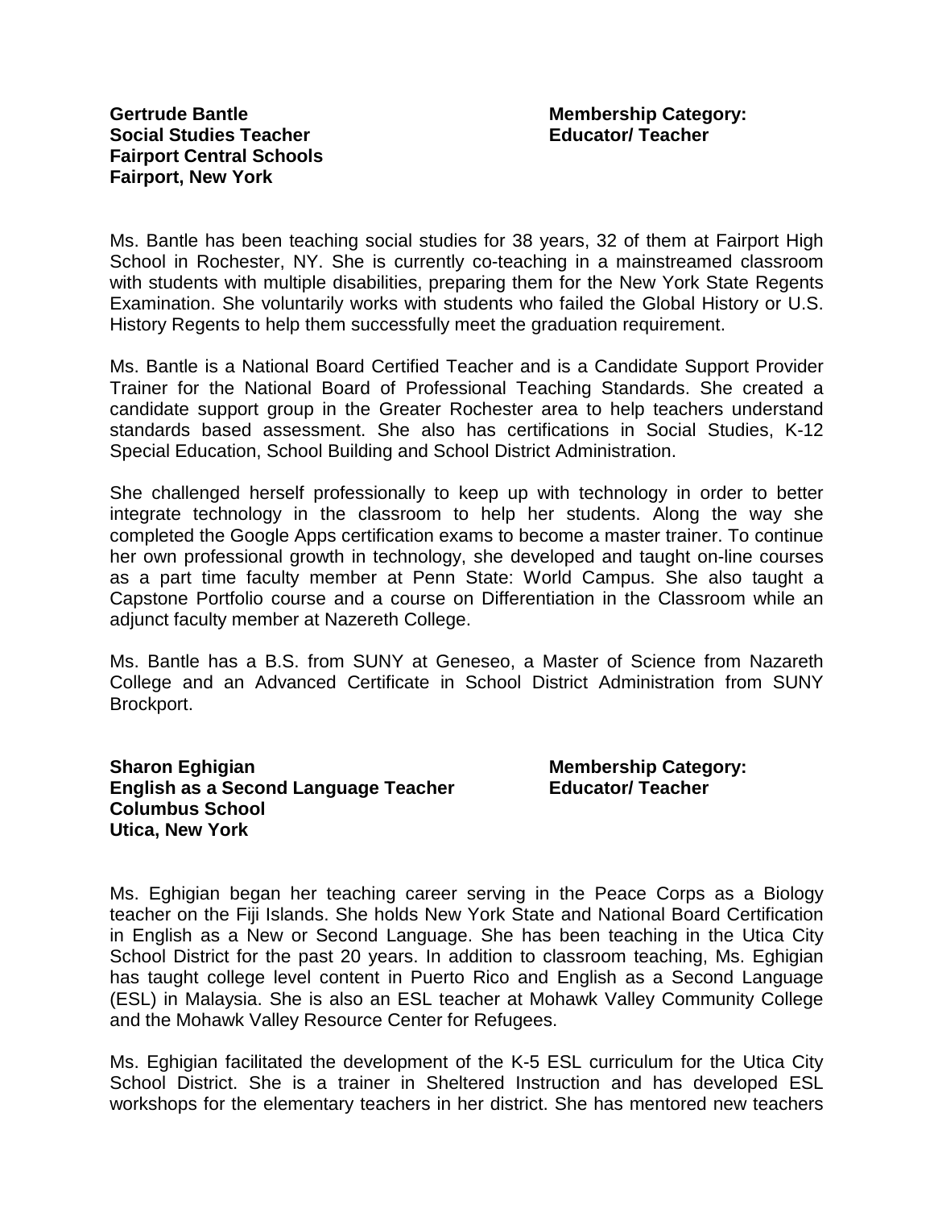**Gertrude Bantle**
**Social Studies Teacher**
**Fairport Central Schools**
**Fairport, New York**

**Membership Category:**
**Educator/ Teacher**

Ms. Bantle has been teaching social studies for 38 years, 32 of them at Fairport High School in Rochester, NY. She is currently co-teaching in a mainstreamed classroom with students with multiple disabilities, preparing them for the New York State Regents Examination. She voluntarily works with students who failed the Global History or U.S. History Regents to help them successfully meet the graduation requirement.

Ms. Bantle is a National Board Certified Teacher and is a Candidate Support Provider Trainer for the National Board of Professional Teaching Standards. She created a candidate support group in the Greater Rochester area to help teachers understand standards based assessment. She also has certifications in Social Studies, K-12 Special Education, School Building and School District Administration.

She challenged herself professionally to keep up with technology in order to better integrate technology in the classroom to help her students. Along the way she completed the Google Apps certification exams to become a master trainer. To continue her own professional growth in technology, she developed and taught on-line courses as a part time faculty member at Penn State: World Campus. She also taught a Capstone Portfolio course and a course on Differentiation in the Classroom while an adjunct faculty member at Nazereth College.

Ms. Bantle has a B.S. from SUNY at Geneseo, a Master of Science from Nazareth College and an Advanced Certificate in School District Administration from SUNY Brockport.

**Sharon Eghigian**
**English as a Second Language Teacher**
**Columbus School**
**Utica, New York**

**Membership Category:**
**Educator/ Teacher**

Ms. Eghigian began her teaching career serving in the Peace Corps as a Biology teacher on the Fiji Islands. She holds New York State and National Board Certification in English as a New or Second Language. She has been teaching in the Utica City School District for the past 20 years. In addition to classroom teaching, Ms. Eghigian has taught college level content in Puerto Rico and English as a Second Language (ESL) in Malaysia. She is also an ESL teacher at Mohawk Valley Community College and the Mohawk Valley Resource Center for Refugees.

Ms. Eghigian facilitated the development of the K-5 ESL curriculum for the Utica City School District. She is a trainer in Sheltered Instruction and has developed ESL workshops for the elementary teachers in her district. She has mentored new teachers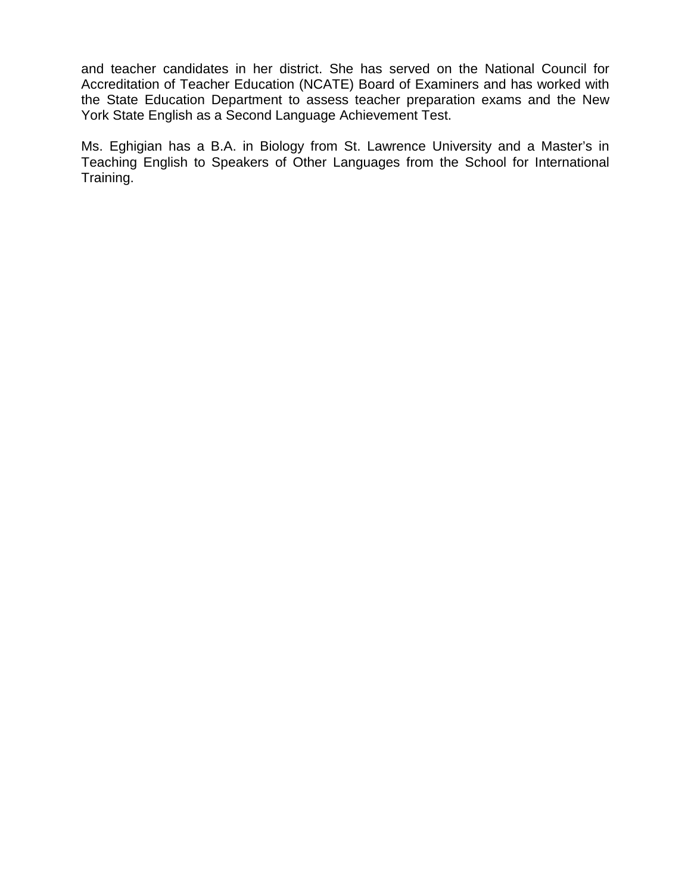and teacher candidates in her district. She has served on the National Council for Accreditation of Teacher Education (NCATE) Board of Examiners and has worked with the State Education Department to assess teacher preparation exams and the New York State English as a Second Language Achievement Test.

Ms. Eghigian has a B.A. in Biology from St. Lawrence University and a Master's in Teaching English to Speakers of Other Languages from the School for International Training.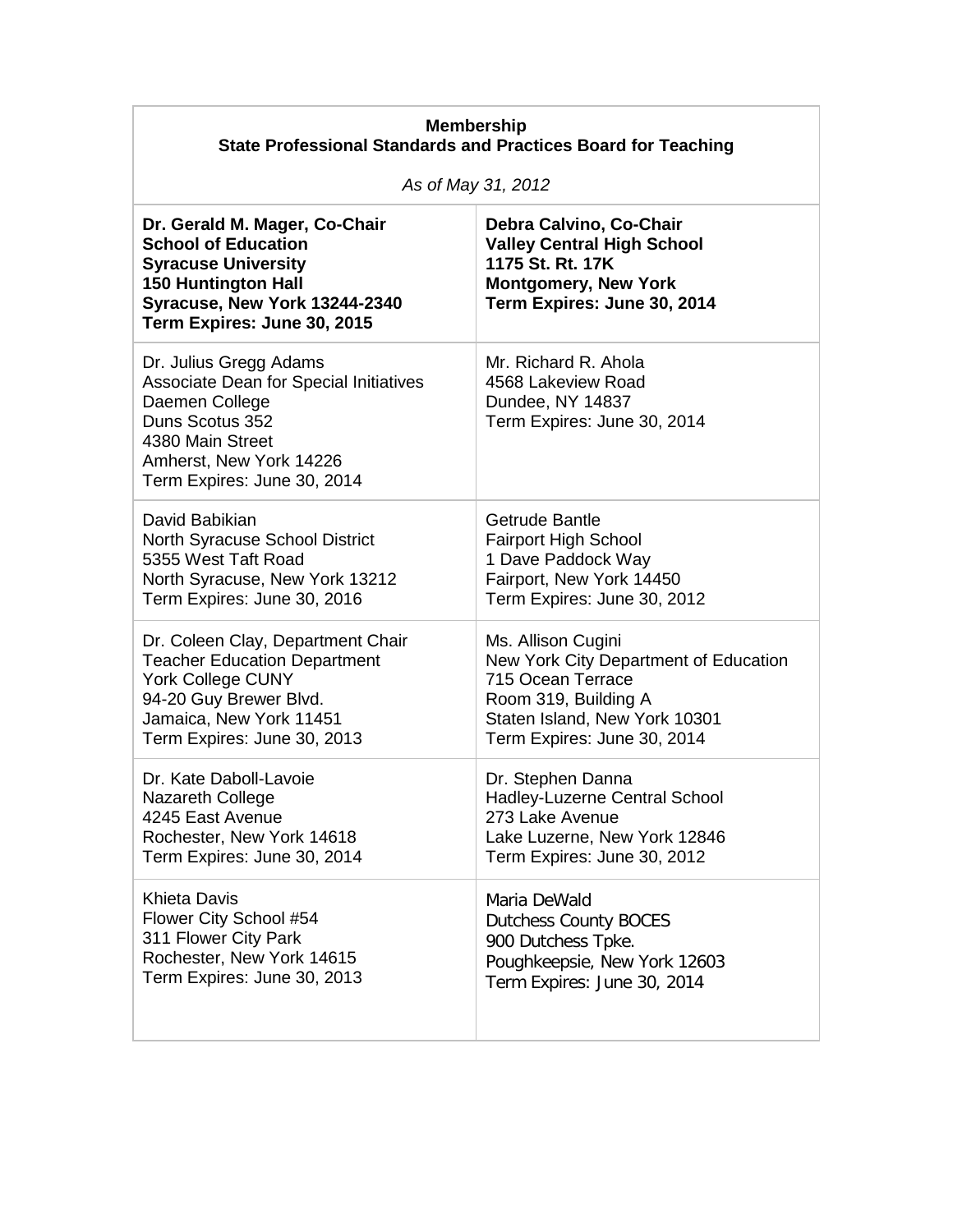**Membership**
**State Professional Standards and Practices Board for Teaching**

*As of May 31, 2012*

| | |
|---|---|
| **Dr. Gerald M. Mager, Co-Chair**<br>**School of Education**<br>**Syracuse University**<br>**150 Huntington Hall**<br>**Syracuse, New York 13244-2340**<br>**Term Expires: June 30, 2015** | **Debra Calvino, Co-Chair**<br>**Valley Central High School**<br>**1175 St. Rt. 17K**<br>**Montgomery, New York**<br>**Term Expires: June 30, 2014** |
| Dr. Julius Gregg Adams<br>Associate Dean for Special Initiatives<br>Daemen College<br>Duns Scotus 352<br>4380 Main Street<br>Amherst, New York 14226<br>Term Expires: June 30, 2014 | Mr. Richard R. Ahola<br>4568 Lakeview Road<br>Dundee, NY 14837<br>Term Expires: June 30, 2014 |
| David Babikian<br>North Syracuse School District<br>5355 West Taft Road<br>North Syracuse, New York 13212<br>Term Expires: June 30, 2016 | Getrude Bantle<br>Fairport High School<br>1 Dave Paddock Way<br>Fairport, New York 14450<br>Term Expires: June 30, 2012 |
| Dr. Coleen Clay, Department Chair<br>Teacher Education Department<br>York College CUNY<br>94-20 Guy Brewer Blvd.<br>Jamaica, New York 11451<br>Term Expires: June 30, 2013 | Ms. Allison Cugini<br>New York City Department of Education<br>715 Ocean Terrace<br>Room 319, Building A<br>Staten Island, New York 10301<br>Term Expires: June 30, 2014 |
| Dr. Kate Daboll-Lavoie<br>Nazareth College<br>4245 East Avenue<br>Rochester, New York 14618<br>Term Expires: June 30, 2014 | Dr. Stephen Danna<br>Hadley-Luzerne Central School<br>273 Lake Avenue<br>Lake Luzerne, New York 12846<br>Term Expires: June 30, 2012 |
| Khieta Davis<br>Flower City School #54<br>311 Flower City Park<br>Rochester, New York 14615<br>Term Expires: June 30, 2013 | Maria DeWald<br>Dutchess County BOCES<br>900 Dutchess Tpke.<br>Poughkeepsie, New York 12603<br>Term Expires: June 30, 2014 |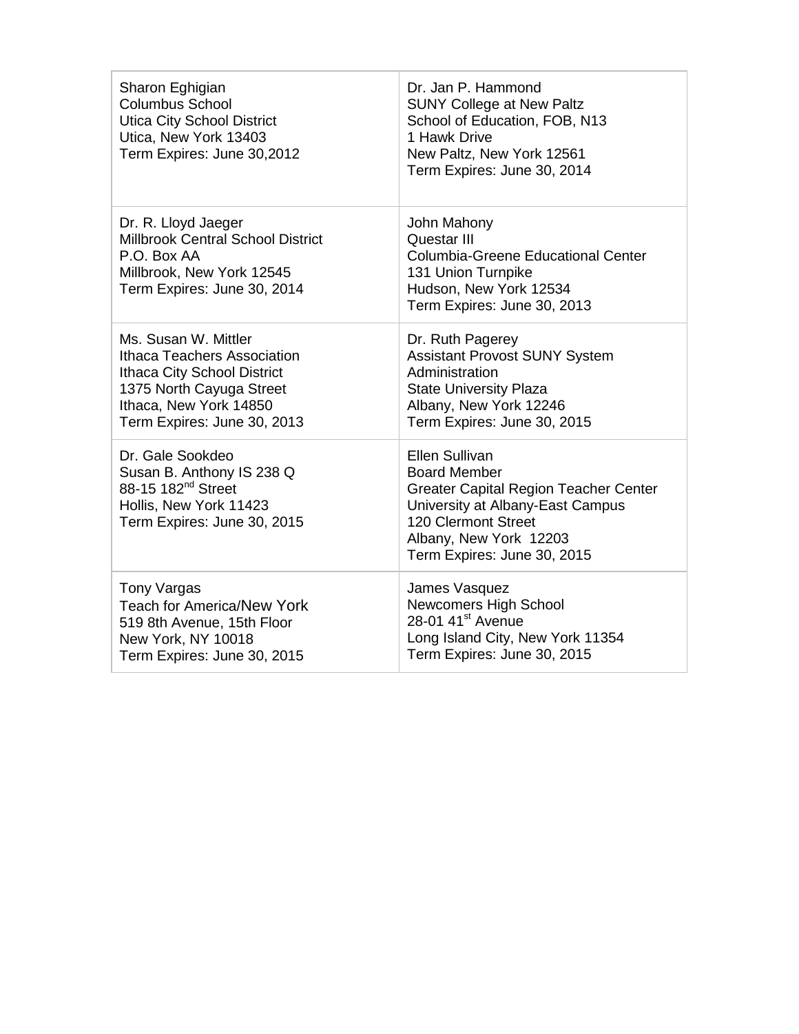| | |
|---|---|
| Sharon Eghigian<br>Columbus School<br>Utica City School District<br>Utica, New York 13403<br>Term Expires: June 30,2012 | Dr. Jan P. Hammond<br>SUNY College at New Paltz<br>School of Education, FOB, N13<br>1 Hawk Drive<br>New Paltz, New York 12561<br>Term Expires: June 30, 2014 |
| Dr. R. Lloyd Jaeger<br>Millbrook Central School District<br>P.O. Box AA<br>Millbrook, New York 12545<br>Term Expires: June 30, 2014 | John Mahony<br>Questar III<br>Columbia-Greene Educational Center<br>131 Union Turnpike<br>Hudson, New York 12534<br>Term Expires: June 30, 2013 |
| Ms. Susan W. Mittler<br>Ithaca Teachers Association<br>Ithaca City School District<br>1375 North Cayuga Street<br>Ithaca, New York 14850<br>Term Expires: June 30, 2013 | Dr. Ruth Pagerey<br>Assistant Provost SUNY System Administration<br>State University Plaza<br>Albany, New York 12246<br>Term Expires: June 30, 2015 |
| Dr. Gale Sookdeo<br>Susan B. Anthony IS 238 Q<br>88-15 182nd Street<br>Hollis, New York 11423<br>Term Expires: June 30, 2015 | Ellen Sullivan<br>Board Member<br>Greater Capital Region Teacher Center<br>University at Albany-East Campus<br>120 Clermont Street<br>Albany, New York 12203<br>Term Expires: June 30, 2015 |
| Tony Vargas<br>Teach for America/New York<br>519 8th Avenue, 15th Floor<br>New York, NY 10018<br>Term Expires: June 30, 2015 | James Vasquez<br>Newcomers High School<br>28-01 41st Avenue<br>Long Island City, New York 11354<br>Term Expires: June 30, 2015 |